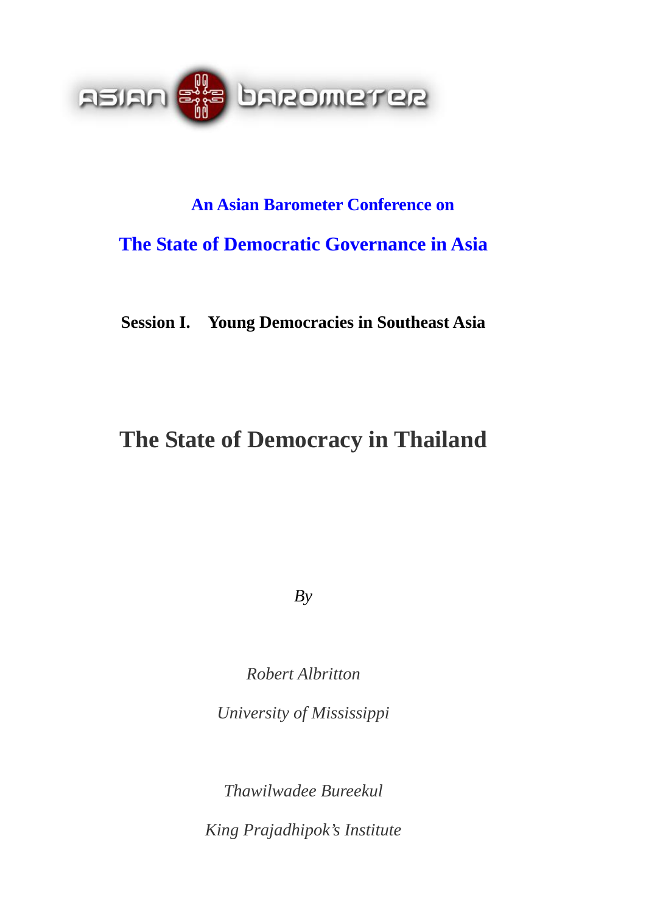ASIAN BAROMETER

**An Asian Barometer Conference on**

**The State of Democratic Governance in Asia**

**Session I. Young Democracies in Southeast Asia**

# The State of Democracy in Thailand

*By*

*Robert Albritton*

*University of Mississippi*

*Thawilwadee Bureekul*

*King Prajadhipok's Institute*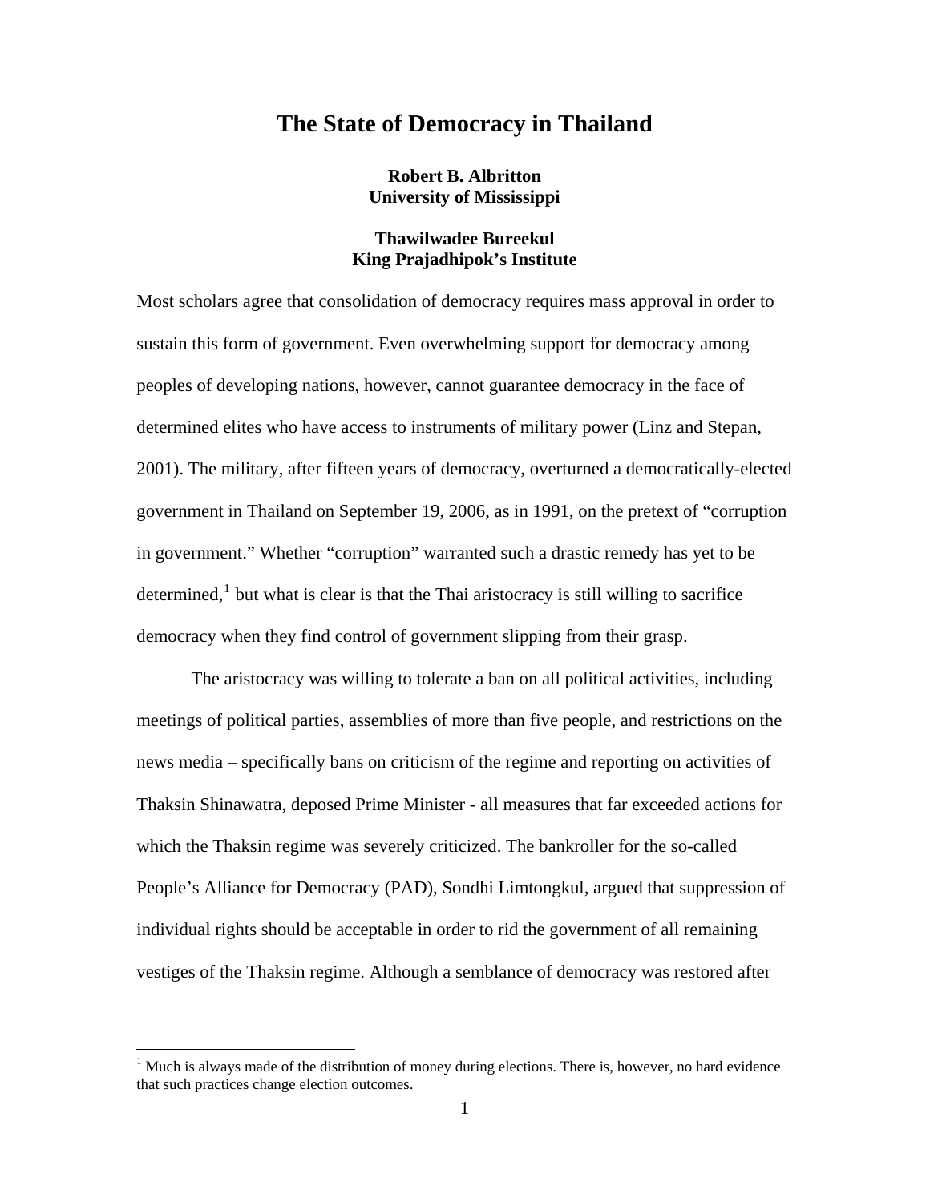# The State of Democracy in Thailand

**Robert B. Albritton**
**University of Mississippi**

**Thawilwadee Bureekul**
**King Prajadhipok's Institute**

Most scholars agree that consolidation of democracy requires mass approval in order to sustain this form of government. Even overwhelming support for democracy among peoples of developing nations, however, cannot guarantee democracy in the face of determined elites who have access to instruments of military power (Linz and Stepan, 2001). The military, after fifteen years of democracy, overturned a democratically-elected government in Thailand on September 19, 2006, as in 1991, on the pretext of "corruption in government." Whether "corruption" warranted such a drastic remedy has yet to be determined,[1] but what is clear is that the Thai aristocracy is still willing to sacrifice democracy when they find control of government slipping from their grasp.

The aristocracy was willing to tolerate a ban on all political activities, including meetings of political parties, assemblies of more than five people, and restrictions on the news media – specifically bans on criticism of the regime and reporting on activities of Thaksin Shinawatra, deposed Prime Minister - all measures that far exceeded actions for which the Thaksin regime was severely criticized. The bankroller for the so-called People's Alliance for Democracy (PAD), Sondhi Limtongkul, argued that suppression of individual rights should be acceptable in order to rid the government of all remaining vestiges of the Thaksin regime. Although a semblance of democracy was restored after

[1] Much is always made of the distribution of money during elections. There is, however, no hard evidence that such practices change election outcomes.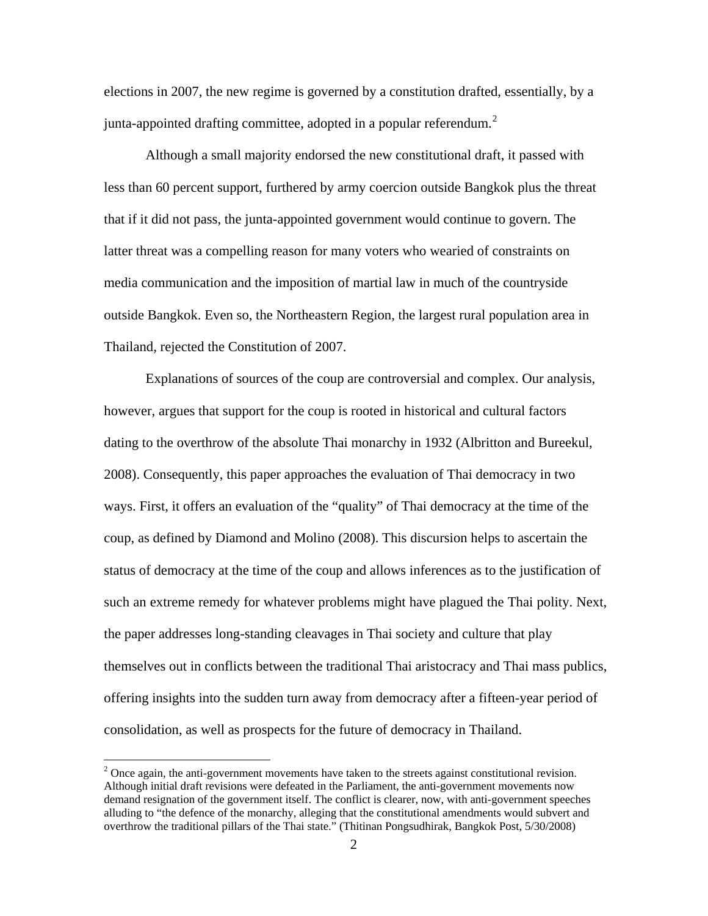elections in 2007, the new regime is governed by a constitution drafted, essentially, by a junta-appointed drafting committee, adopted in a popular referendum.[2]

Although a small majority endorsed the new constitutional draft, it passed with less than 60 percent support, furthered by army coercion outside Bangkok plus the threat that if it did not pass, the junta-appointed government would continue to govern. The latter threat was a compelling reason for many voters who wearied of constraints on media communication and the imposition of martial law in much of the countryside outside Bangkok. Even so, the Northeastern Region, the largest rural population area in Thailand, rejected the Constitution of 2007.

Explanations of sources of the coup are controversial and complex. Our analysis, however, argues that support for the coup is rooted in historical and cultural factors dating to the overthrow of the absolute Thai monarchy in 1932 (Albritton and Bureekul, 2008). Consequently, this paper approaches the evaluation of Thai democracy in two ways. First, it offers an evaluation of the "quality" of Thai democracy at the time of the coup, as defined by Diamond and Molino (2008). This discursion helps to ascertain the status of democracy at the time of the coup and allows inferences as to the justification of such an extreme remedy for whatever problems might have plagued the Thai polity. Next, the paper addresses long-standing cleavages in Thai society and culture that play themselves out in conflicts between the traditional Thai aristocracy and Thai mass publics, offering insights into the sudden turn away from democracy after a fifteen-year period of consolidation, as well as prospects for the future of democracy in Thailand.

---

[2] Once again, the anti-government movements have taken to the streets against constitutional revision. Although initial draft revisions were defeated in the Parliament, the anti-government movements now demand resignation of the government itself. The conflict is clearer, now, with anti-government speeches alluding to "the defence of the monarchy, alleging that the constitutional amendments would subvert and overthrow the traditional pillars of the Thai state." (Thitinan Pongsudhirak, Bangkok Post, 5/30/2008)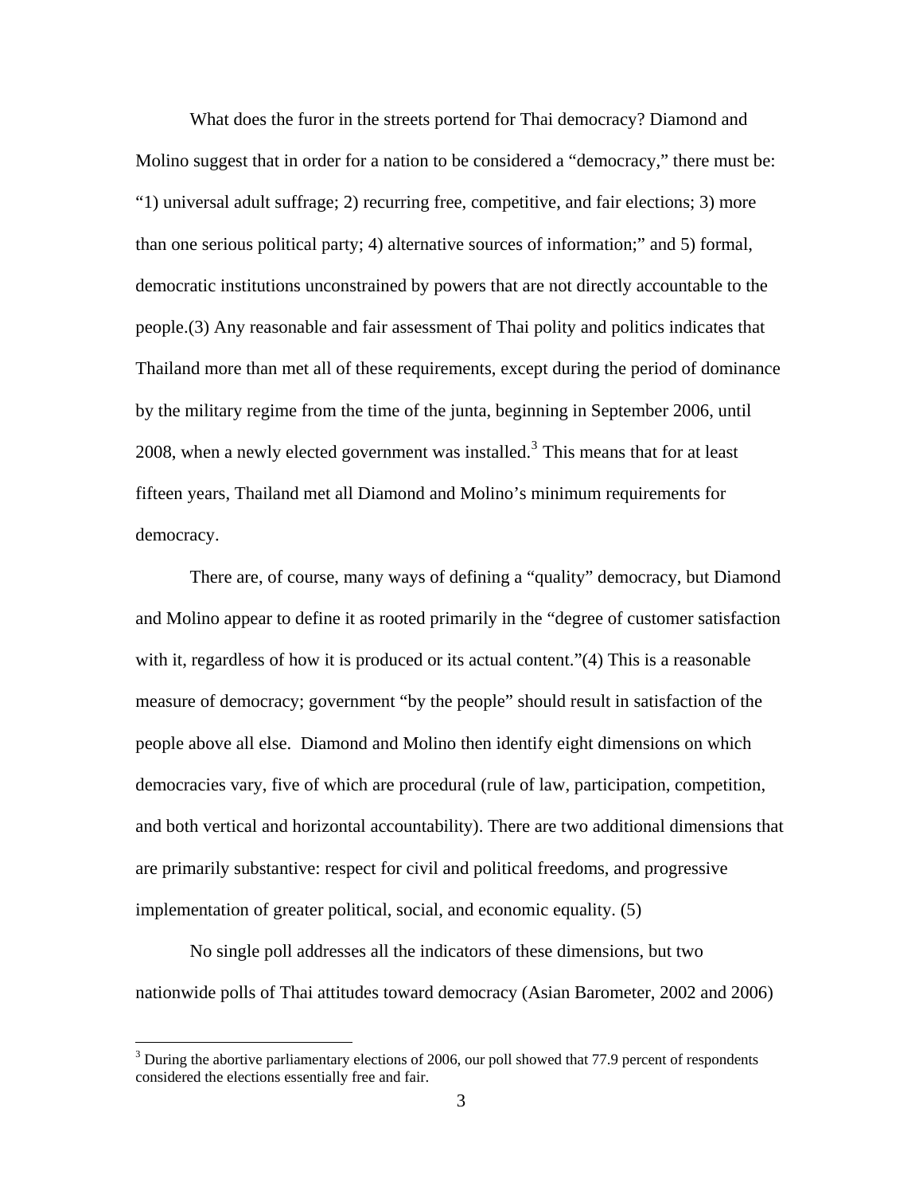What does the furor in the streets portend for Thai democracy? Diamond and Molino suggest that in order for a nation to be considered a "democracy," there must be: "1) universal adult suffrage; 2) recurring free, competitive, and fair elections; 3) more than one serious political party; 4) alternative sources of information;" and 5) formal, democratic institutions unconstrained by powers that are not directly accountable to the people.(3) Any reasonable and fair assessment of Thai polity and politics indicates that Thailand more than met all of these requirements, except during the period of dominance by the military regime from the time of the junta, beginning in September 2006, until 2008, when a newly elected government was installed.[3] This means that for at least fifteen years, Thailand met all Diamond and Molino's minimum requirements for democracy.

There are, of course, many ways of defining a "quality" democracy, but Diamond and Molino appear to define it as rooted primarily in the "degree of customer satisfaction with it, regardless of how it is produced or its actual content."(4) This is a reasonable measure of democracy; government "by the people" should result in satisfaction of the people above all else. Diamond and Molino then identify eight dimensions on which democracies vary, five of which are procedural (rule of law, participation, competition, and both vertical and horizontal accountability). There are two additional dimensions that are primarily substantive: respect for civil and political freedoms, and progressive implementation of greater political, social, and economic equality. (5)

No single poll addresses all the indicators of these dimensions, but two nationwide polls of Thai attitudes toward democracy (Asian Barometer, 2002 and 2006)

[3] During the abortive parliamentary elections of 2006, our poll showed that 77.9 percent of respondents considered the elections essentially free and fair.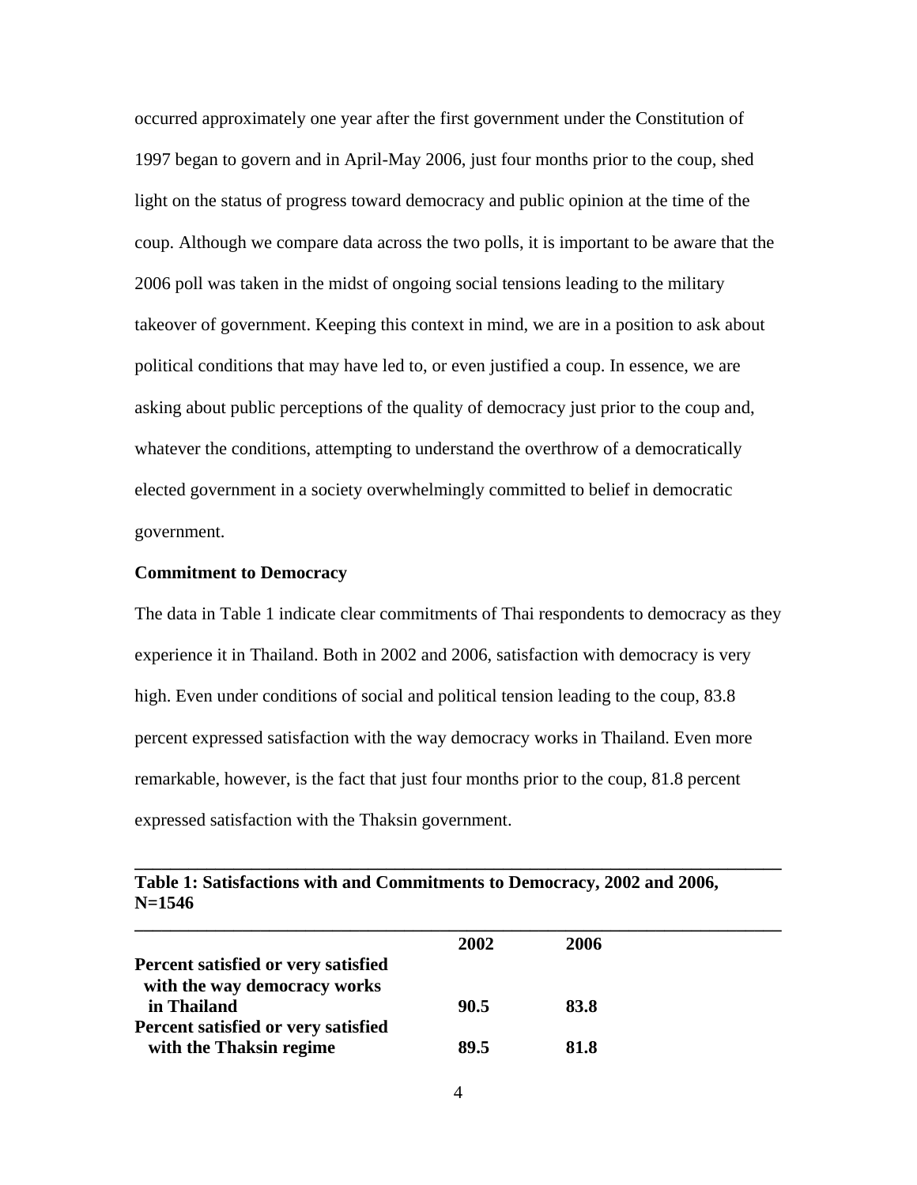occurred approximately one year after the first government under the Constitution of 1997 began to govern and in April-May 2006, just four months prior to the coup, shed light on the status of progress toward democracy and public opinion at the time of the coup. Although we compare data across the two polls, it is important to be aware that the 2006 poll was taken in the midst of ongoing social tensions leading to the military takeover of government. Keeping this context in mind, we are in a position to ask about political conditions that may have led to, or even justified a coup. In essence, we are asking about public perceptions of the quality of democracy just prior to the coup and, whatever the conditions, attempting to understand the overthrow of a democratically elected government in a society overwhelmingly committed to belief in democratic government.

**Commitment to Democracy**

The data in Table 1 indicate clear commitments of Thai respondents to democracy as they experience it in Thailand. Both in 2002 and 2006, satisfaction with democracy is very high. Even under conditions of social and political tension leading to the coup, 83.8 percent expressed satisfaction with the way democracy works in Thailand. Even more remarkable, however, is the fact that just four months prior to the coup, 81.8 percent expressed satisfaction with the Thaksin government.

**Table 1: Satisfactions with and Commitments to Democracy, 2002 and 2006, N=1546**

| | 2002 | 2006 |
|---|---|---|
| **Percent satisfied or very satisfied with the way democracy works in Thailand** | **90.5** | **83.8** |
| **Percent satisfied or very satisfied with the Thaksin regime** | **89.5** | **81.8** |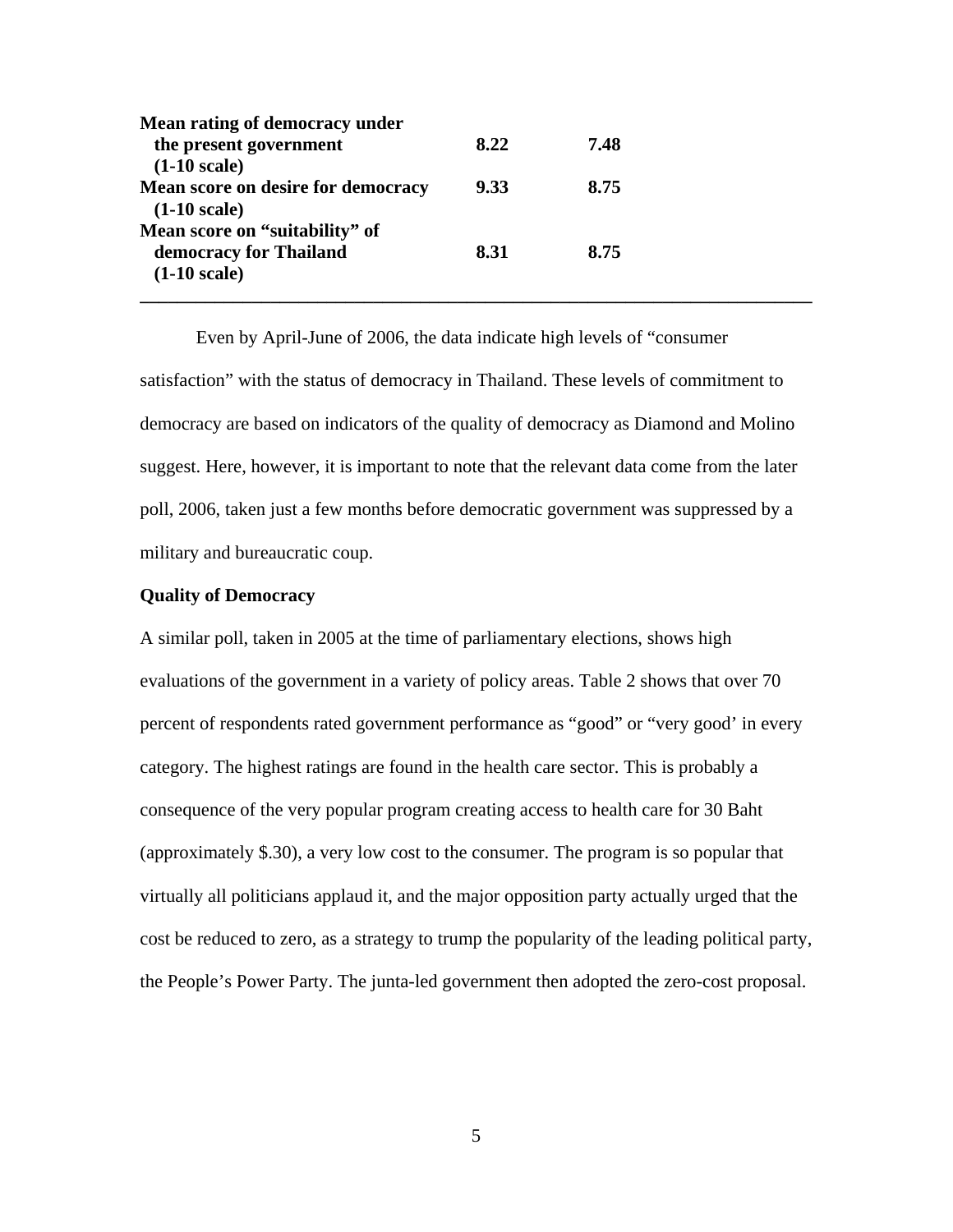| | | |
|---|---|---|
| **Mean rating of democracy under the present government (1-10 scale)** | **8.22** | **7.48** |
| **Mean score on desire for democracy (1-10 scale)** | **9.33** | **8.75** |
| **Mean score on "suitability" of democracy for Thailand (1-10 scale)** | **8.31** | **8.75** |

Even by April-June of 2006, the data indicate high levels of "consumer satisfaction" with the status of democracy in Thailand. These levels of commitment to democracy are based on indicators of the quality of democracy as Diamond and Molino suggest. Here, however, it is important to note that the relevant data come from the later poll, 2006, taken just a few months before democratic government was suppressed by a military and bureaucratic coup.

**Quality of Democracy**

A similar poll, taken in 2005 at the time of parliamentary elections, shows high evaluations of the government in a variety of policy areas. Table 2 shows that over 70 percent of respondents rated government performance as "good" or "very good' in every category. The highest ratings are found in the health care sector. This is probably a consequence of the very popular program creating access to health care for 30 Baht (approximately $.30), a very low cost to the consumer. The program is so popular that virtually all politicians applaud it, and the major opposition party actually urged that the cost be reduced to zero, as a strategy to trump the popularity of the leading political party, the People's Power Party. The junta-led government then adopted the zero-cost proposal.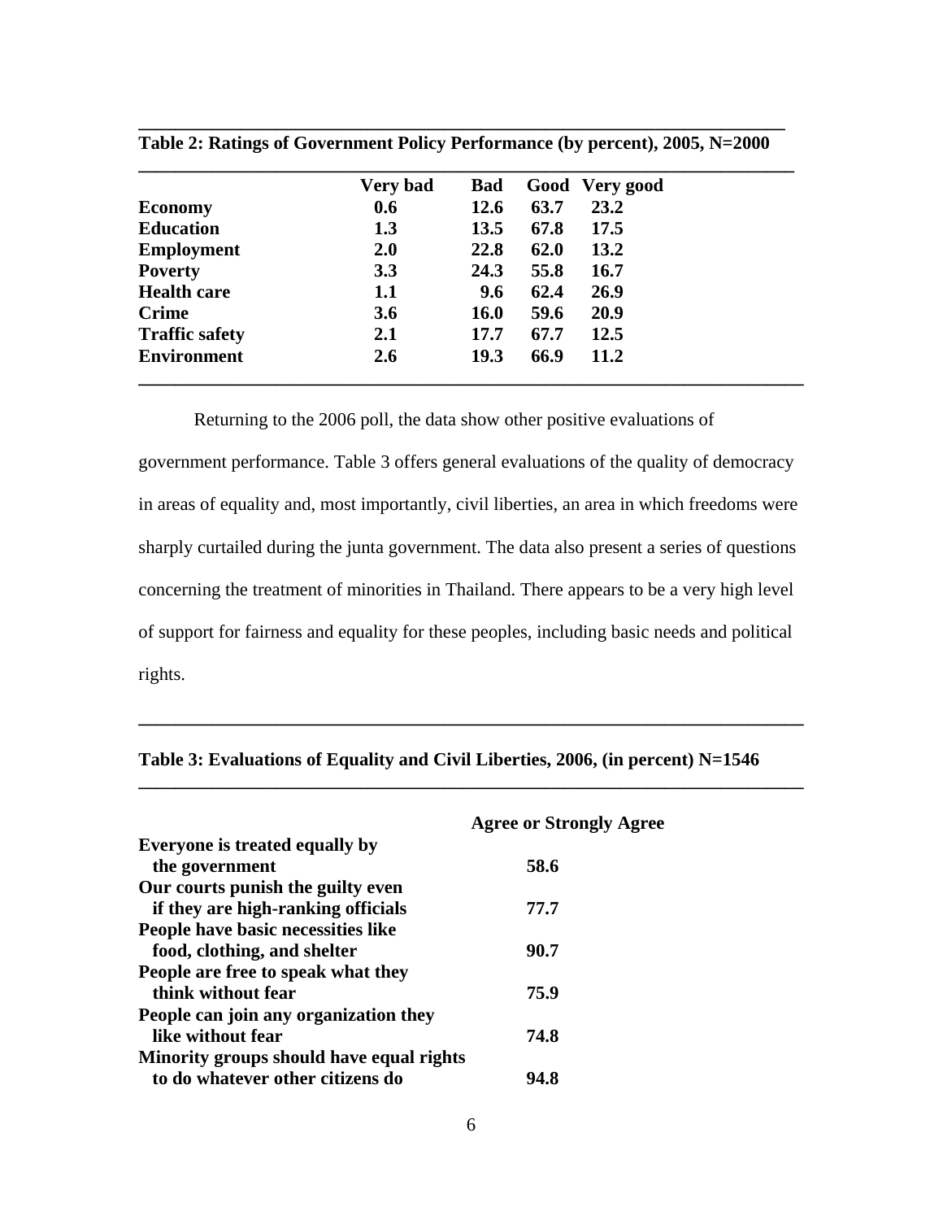**Table 2: Ratings of Government Policy Performance (by percent), 2005, N=2000**

| | Very bad | Bad | Good | Very good |
|---|---|---|---|---|
| **Economy** | **0.6** | **12.6** | **63.7** | **23.2** |
| **Education** | **1.3** | **13.5** | **67.8** | **17.5** |
| **Employment** | **2.0** | **22.8** | **62.0** | **13.2** |
| **Poverty** | **3.3** | **24.3** | **55.8** | **16.7** |
| **Health care** | **1.1** | **9.6** | **62.4** | **26.9** |
| **Crime** | **3.6** | **16.0** | **59.6** | **20.9** |
| **Traffic safety** | **2.1** | **17.7** | **67.7** | **12.5** |
| **Environment** | **2.6** | **19.3** | **66.9** | **11.2** |

Returning to the 2006 poll, the data show other positive evaluations of government performance. Table 3 offers general evaluations of the quality of democracy in areas of equality and, most importantly, civil liberties, an area in which freedoms were sharply curtailed during the junta government. The data also present a series of questions concerning the treatment of minorities in Thailand. There appears to be a very high level of support for fairness and equality for these peoples, including basic needs and political rights.

**Table 3: Evaluations of Equality and Civil Liberties, 2006, (in percent) N=1546**

| | Agree or Strongly Agree |
|---|---|
| **Everyone is treated equally by the government** | **58.6** |
| **Our courts punish the guilty even if they are high-ranking officials** | **77.7** |
| **People have basic necessities like food, clothing, and shelter** | **90.7** |
| **People are free to speak what they think without fear** | **75.9** |
| **People can join any organization they like without fear** | **74.8** |
| **Minority groups should have equal rights to do whatever other citizens do** | **94.8** |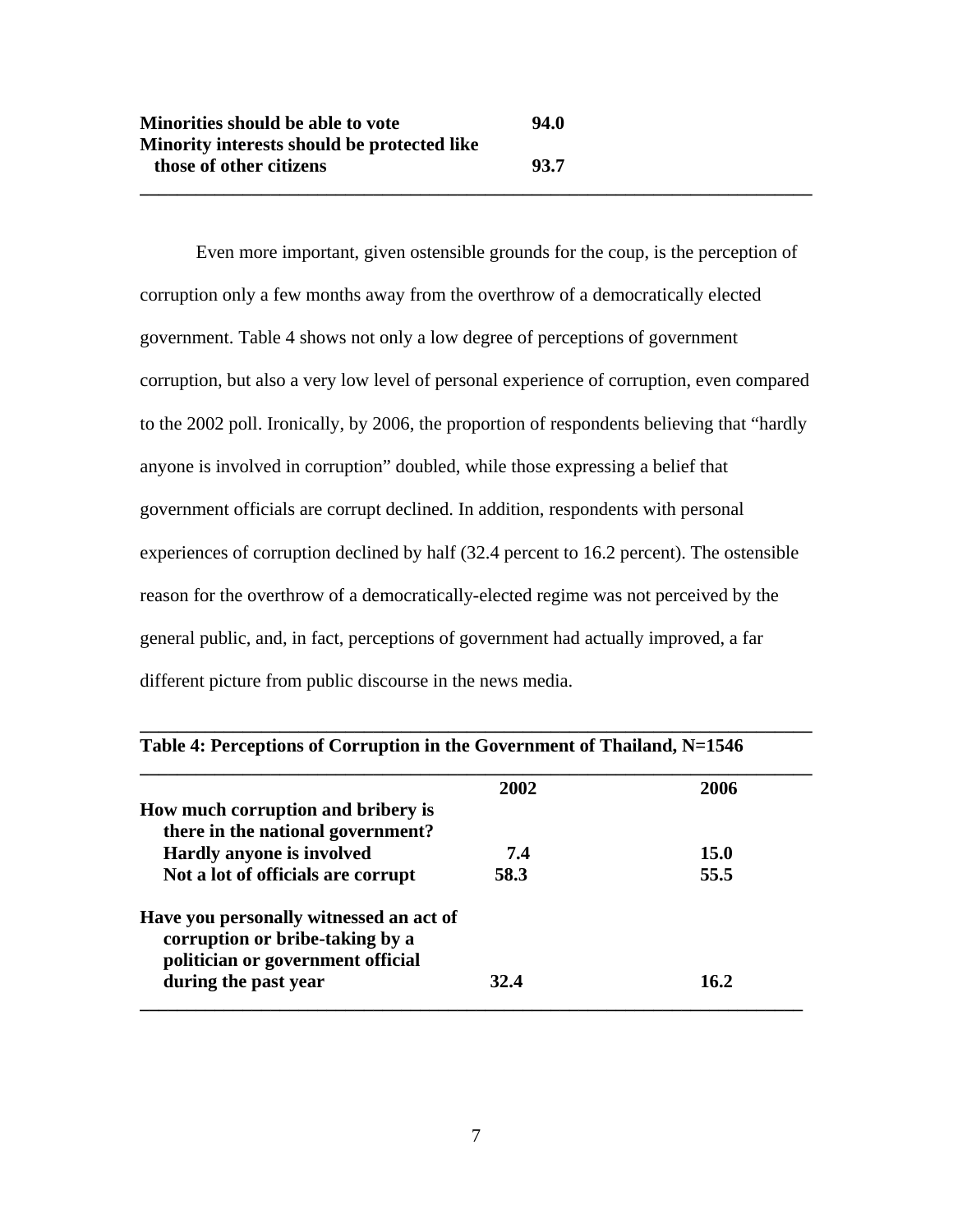| | |
|---|---|
| **Minorities should be able to vote** | **94.0** |
| **Minority interests should be protected like those of other citizens** | **93.7** |

Even more important, given ostensible grounds for the coup, is the perception of corruption only a few months away from the overthrow of a democratically elected government. Table 4 shows not only a low degree of perceptions of government corruption, but also a very low level of personal experience of corruption, even compared to the 2002 poll. Ironically, by 2006, the proportion of respondents believing that "hardly anyone is involved in corruption" doubled, while those expressing a belief that government officials are corrupt declined. In addition, respondents with personal experiences of corruption declined by half (32.4 percent to 16.2 percent). The ostensible reason for the overthrow of a democratically-elected regime was not perceived by the general public, and, in fact, perceptions of government had actually improved, a far different picture from public discourse in the news media.

**Table 4: Perceptions of Corruption in the Government of Thailand, N=1546**

| | **2002** | **2006** |
|---|---|---|
| **How much corruption and bribery is there in the national government?** | | |
| **Hardly anyone is involved** | **7.4** | **15.0** |
| **Not a lot of officials are corrupt** | **58.3** | **55.5** |
| **Have you personally witnessed an act of corruption or bribe-taking by a politician or government official during the past year** | **32.4** | **16.2** |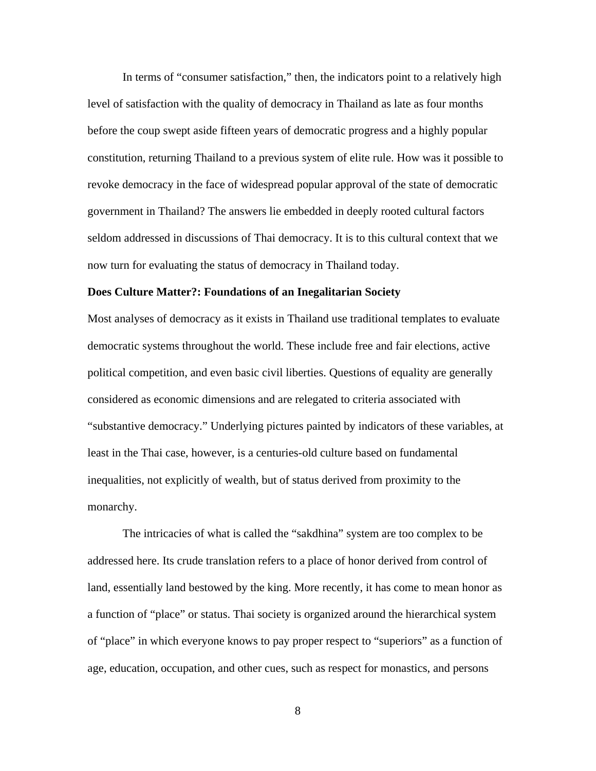In terms of “consumer satisfaction,” then, the indicators point to a relatively high level of satisfaction with the quality of democracy in Thailand as late as four months before the coup swept aside fifteen years of democratic progress and a highly popular constitution, returning Thailand to a previous system of elite rule. How was it possible to revoke democracy in the face of widespread popular approval of the state of democratic government in Thailand? The answers lie embedded in deeply rooted cultural factors seldom addressed in discussions of Thai democracy. It is to this cultural context that we now turn for evaluating the status of democracy in Thailand today.

**Does Culture Matter?: Foundations of an Inegalitarian Society**

Most analyses of democracy as it exists in Thailand use traditional templates to evaluate democratic systems throughout the world. These include free and fair elections, active political competition, and even basic civil liberties. Questions of equality are generally considered as economic dimensions and are relegated to criteria associated with “substantive democracy.” Underlying pictures painted by indicators of these variables, at least in the Thai case, however, is a centuries-old culture based on fundamental inequalities, not explicitly of wealth, but of status derived from proximity to the monarchy.

The intricacies of what is called the “sakdhina” system are too complex to be addressed here. Its crude translation refers to a place of honor derived from control of land, essentially land bestowed by the king. More recently, it has come to mean honor as a function of “place” or status. Thai society is organized around the hierarchical system of “place” in which everyone knows to pay proper respect to “superiors” as a function of age, education, occupation, and other cues, such as respect for monastics, and persons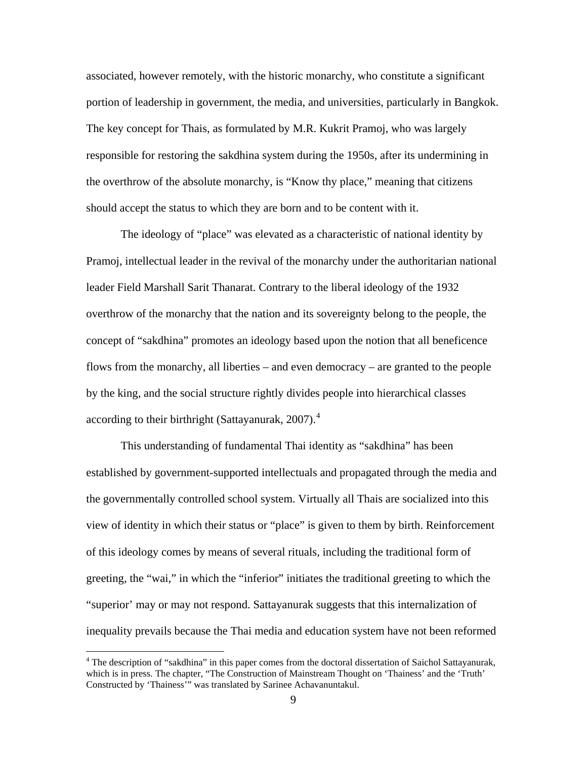associated, however remotely, with the historic monarchy, who constitute a significant portion of leadership in government, the media, and universities, particularly in Bangkok. The key concept for Thais, as formulated by M.R. Kukrit Pramoj, who was largely responsible for restoring the sakdhina system during the 1950s, after its undermining in the overthrow of the absolute monarchy, is "Know thy place," meaning that citizens should accept the status to which they are born and to be content with it.

The ideology of "place" was elevated as a characteristic of national identity by Pramoj, intellectual leader in the revival of the monarchy under the authoritarian national leader Field Marshall Sarit Thanarat. Contrary to the liberal ideology of the 1932 overthrow of the monarchy that the nation and its sovereignty belong to the people, the concept of "sakdhina" promotes an ideology based upon the notion that all beneficence flows from the monarchy, all liberties – and even democracy – are granted to the people by the king, and the social structure rightly divides people into hierarchical classes according to their birthright (Sattayanurak, 2007).[4]

This understanding of fundamental Thai identity as "sakdhina" has been established by government-supported intellectuals and propagated through the media and the governmentally controlled school system. Virtually all Thais are socialized into this view of identity in which their status or "place" is given to them by birth. Reinforcement of this ideology comes by means of several rituals, including the traditional form of greeting, the "wai," in which the "inferior" initiates the traditional greeting to which the "superior' may or may not respond. Sattayanurak suggests that this internalization of inequality prevails because the Thai media and education system have not been reformed

[4] The description of "sakdhina" in this paper comes from the doctoral dissertation of Saichol Sattayanurak, which is in press. The chapter, "The Construction of Mainstream Thought on 'Thainess' and the 'Truth' Constructed by 'Thainess'" was translated by Sarinee Achavanuntakul.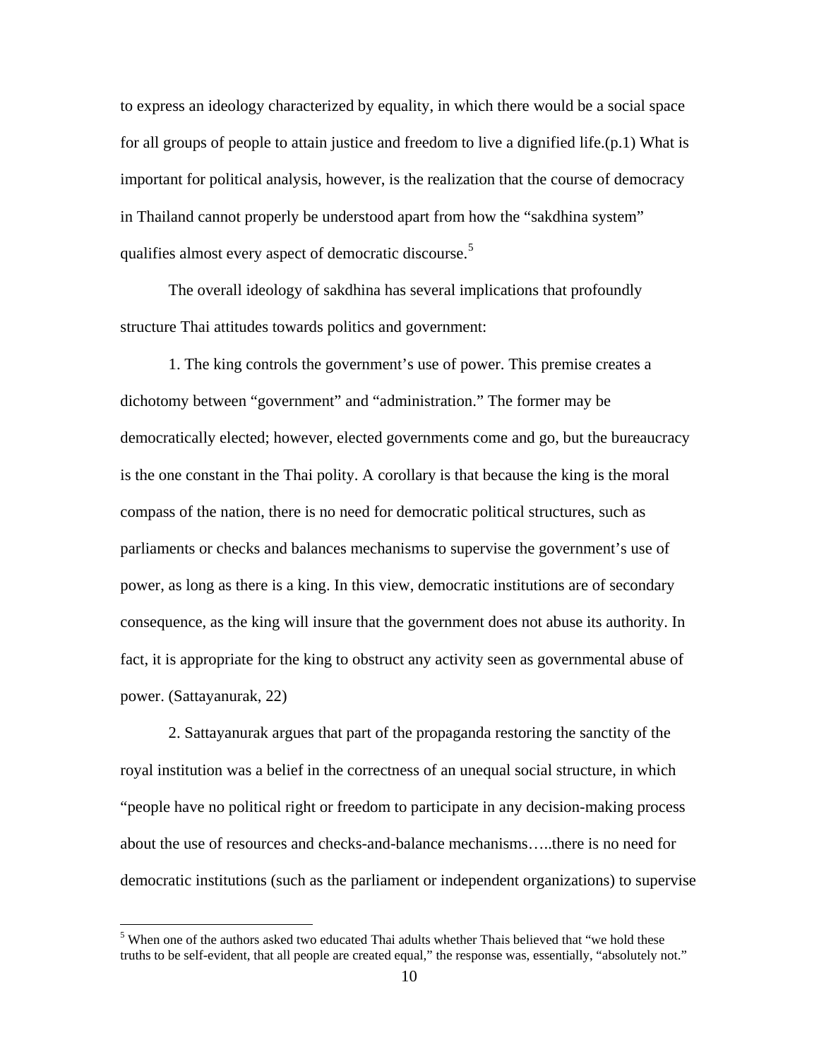to express an ideology characterized by equality, in which there would be a social space for all groups of people to attain justice and freedom to live a dignified life.(p.1) What is important for political analysis, however, is the realization that the course of democracy in Thailand cannot properly be understood apart from how the "sakdhina system" qualifies almost every aspect of democratic discourse.[5]

The overall ideology of sakdhina has several implications that profoundly structure Thai attitudes towards politics and government:

1. The king controls the government's use of power. This premise creates a dichotomy between "government" and "administration." The former may be democratically elected; however, elected governments come and go, but the bureaucracy is the one constant in the Thai polity. A corollary is that because the king is the moral compass of the nation, there is no need for democratic political structures, such as parliaments or checks and balances mechanisms to supervise the government's use of power, as long as there is a king. In this view, democratic institutions are of secondary consequence, as the king will insure that the government does not abuse its authority. In fact, it is appropriate for the king to obstruct any activity seen as governmental abuse of power. (Sattayanurak, 22)

2. Sattayanurak argues that part of the propaganda restoring the sanctity of the royal institution was a belief in the correctness of an unequal social structure, in which "people have no political right or freedom to participate in any decision-making process about the use of resources and checks-and-balance mechanisms…..there is no need for democratic institutions (such as the parliament or independent organizations) to supervise

[5] When one of the authors asked two educated Thai adults whether Thais believed that "we hold these truths to be self-evident, that all people are created equal," the response was, essentially, "absolutely not."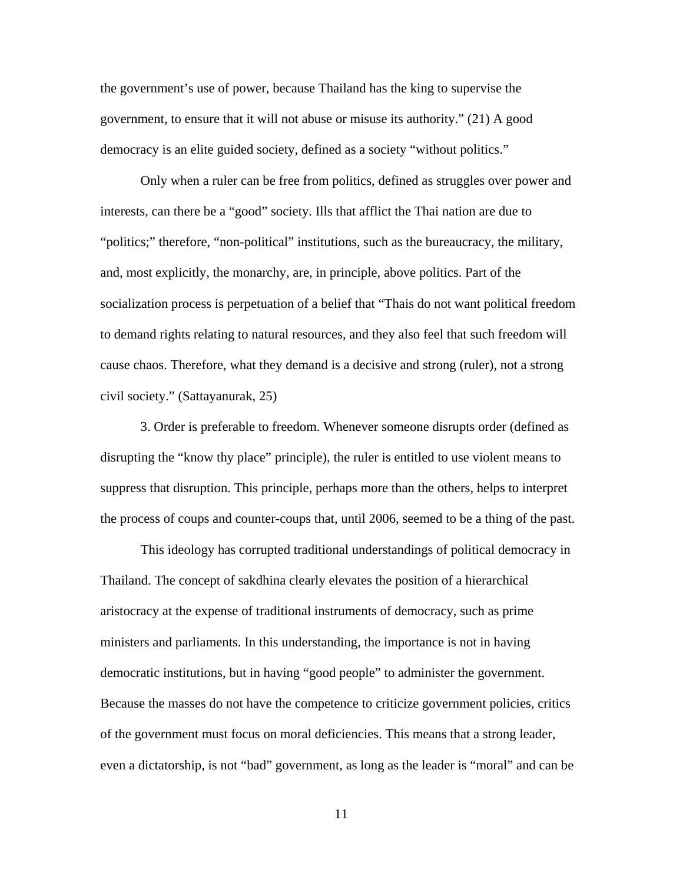the government's use of power, because Thailand has the king to supervise the government, to ensure that it will not abuse or misuse its authority." (21) A good democracy is an elite guided society, defined as a society "without politics."

Only when a ruler can be free from politics, defined as struggles over power and interests, can there be a "good" society. Ills that afflict the Thai nation are due to "politics;" therefore, "non-political" institutions, such as the bureaucracy, the military, and, most explicitly, the monarchy, are, in principle, above politics. Part of the socialization process is perpetuation of a belief that "Thais do not want political freedom to demand rights relating to natural resources, and they also feel that such freedom will cause chaos. Therefore, what they demand is a decisive and strong (ruler), not a strong civil society." (Sattayanurak, 25)

3. Order is preferable to freedom. Whenever someone disrupts order (defined as disrupting the "know thy place" principle), the ruler is entitled to use violent means to suppress that disruption. This principle, perhaps more than the others, helps to interpret the process of coups and counter-coups that, until 2006, seemed to be a thing of the past.

This ideology has corrupted traditional understandings of political democracy in Thailand. The concept of sakdhina clearly elevates the position of a hierarchical aristocracy at the expense of traditional instruments of democracy, such as prime ministers and parliaments. In this understanding, the importance is not in having democratic institutions, but in having "good people" to administer the government. Because the masses do not have the competence to criticize government policies, critics of the government must focus on moral deficiencies. This means that a strong leader, even a dictatorship, is not "bad" government, as long as the leader is "moral" and can be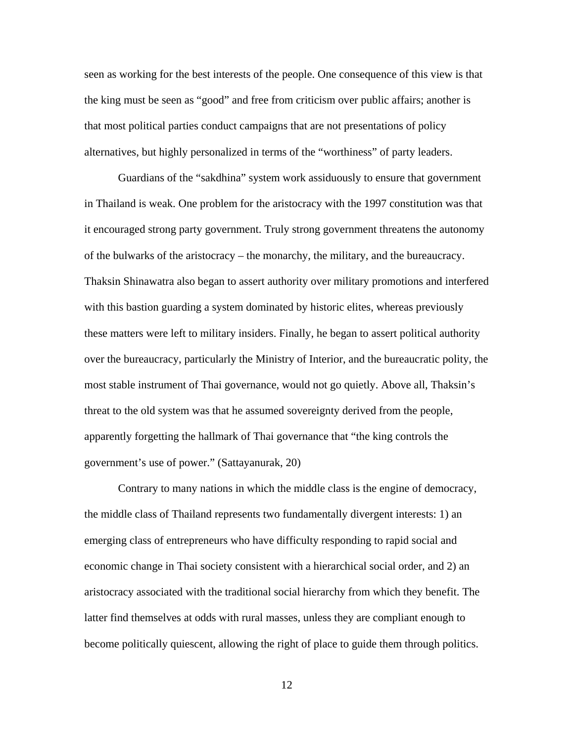seen as working for the best interests of the people. One consequence of this view is that the king must be seen as "good" and free from criticism over public affairs; another is that most political parties conduct campaigns that are not presentations of policy alternatives, but highly personalized in terms of the "worthiness" of party leaders.

Guardians of the "sakdhina" system work assiduously to ensure that government in Thailand is weak. One problem for the aristocracy with the 1997 constitution was that it encouraged strong party government. Truly strong government threatens the autonomy of the bulwarks of the aristocracy – the monarchy, the military, and the bureaucracy. Thaksin Shinawatra also began to assert authority over military promotions and interfered with this bastion guarding a system dominated by historic elites, whereas previously these matters were left to military insiders. Finally, he began to assert political authority over the bureaucracy, particularly the Ministry of Interior, and the bureaucratic polity, the most stable instrument of Thai governance, would not go quietly. Above all, Thaksin's threat to the old system was that he assumed sovereignty derived from the people, apparently forgetting the hallmark of Thai governance that "the king controls the government's use of power." (Sattayanurak, 20)

Contrary to many nations in which the middle class is the engine of democracy, the middle class of Thailand represents two fundamentally divergent interests: 1) an emerging class of entrepreneurs who have difficulty responding to rapid social and economic change in Thai society consistent with a hierarchical social order, and 2) an aristocracy associated with the traditional social hierarchy from which they benefit. The latter find themselves at odds with rural masses, unless they are compliant enough to become politically quiescent, allowing the right of place to guide them through politics.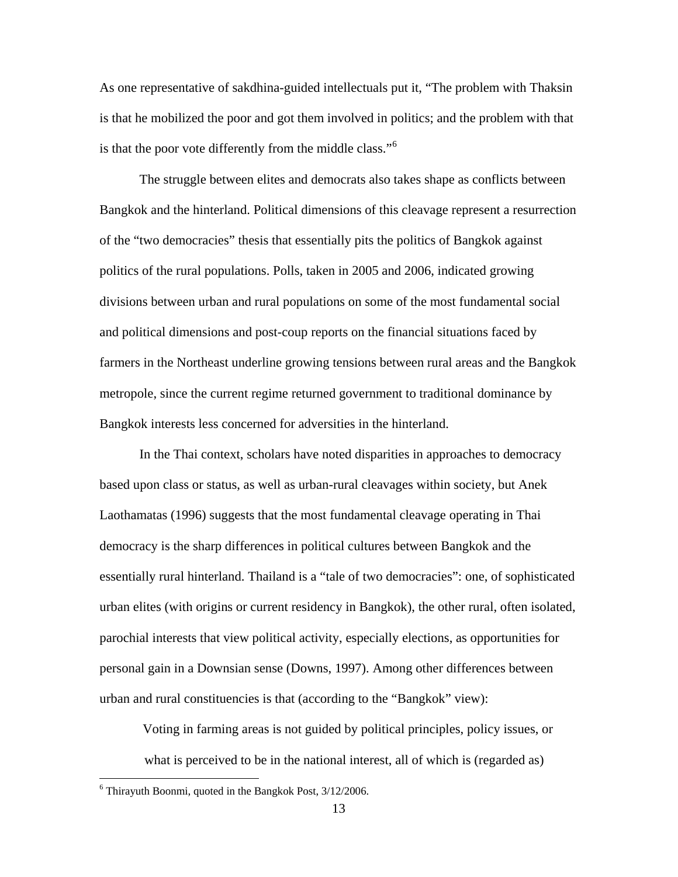As one representative of sakdhina-guided intellectuals put it, "The problem with Thaksin is that he mobilized the poor and got them involved in politics; and the problem with that is that the poor vote differently from the middle class."[6]

The struggle between elites and democrats also takes shape as conflicts between Bangkok and the hinterland. Political dimensions of this cleavage represent a resurrection of the "two democracies" thesis that essentially pits the politics of Bangkok against politics of the rural populations. Polls, taken in 2005 and 2006, indicated growing divisions between urban and rural populations on some of the most fundamental social and political dimensions and post-coup reports on the financial situations faced by farmers in the Northeast underline growing tensions between rural areas and the Bangkok metropole, since the current regime returned government to traditional dominance by Bangkok interests less concerned for adversities in the hinterland.

In the Thai context, scholars have noted disparities in approaches to democracy based upon class or status, as well as urban-rural cleavages within society, but Anek Laothamatas (1996) suggests that the most fundamental cleavage operating in Thai democracy is the sharp differences in political cultures between Bangkok and the essentially rural hinterland. Thailand is a "tale of two democracies": one, of sophisticated urban elites (with origins or current residency in Bangkok), the other rural, often isolated, parochial interests that view political activity, especially elections, as opportunities for personal gain in a Downsian sense (Downs, 1997). Among other differences between urban and rural constituencies is that (according to the "Bangkok" view):

> Voting in farming areas is not guided by political principles, policy issues, or what is perceived to be in the national interest, all of which is (regarded as)

[6] Thirayuth Boonmi, quoted in the Bangkok Post, 3/12/2006.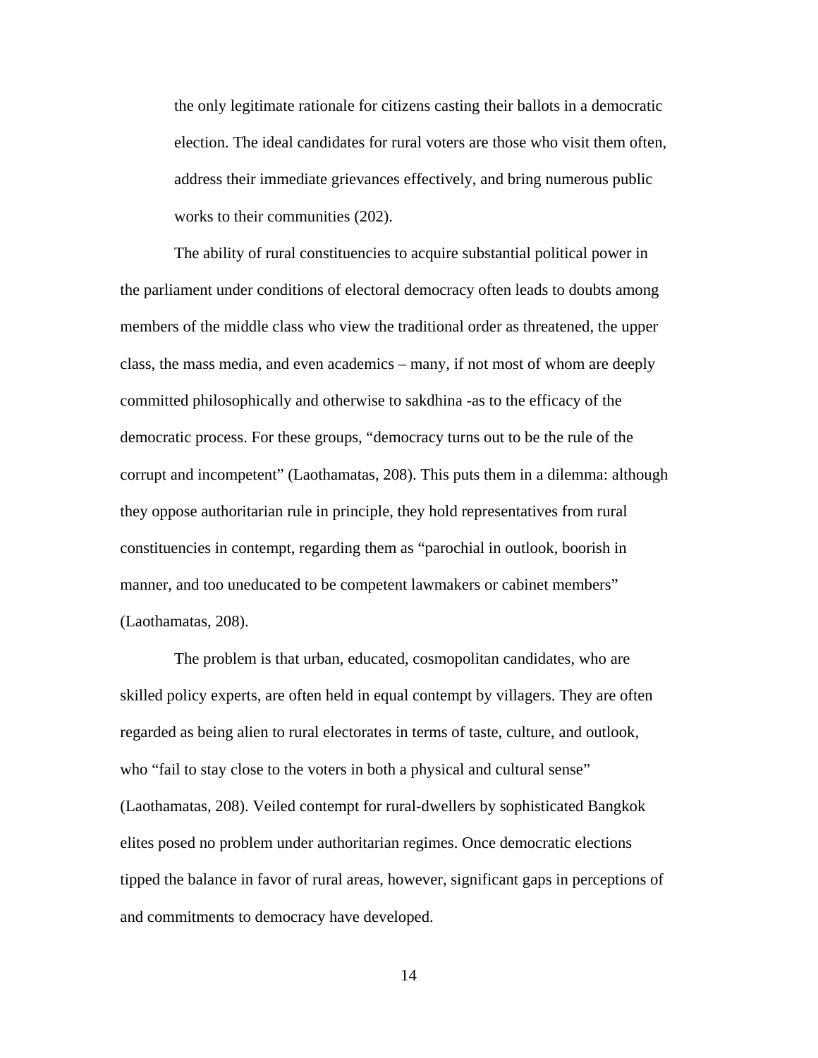> the only legitimate rationale for citizens casting their ballots in a democratic election. The ideal candidates for rural voters are those who visit them often, address their immediate grievances effectively, and bring numerous public works to their communities (202).

The ability of rural constituencies to acquire substantial political power in the parliament under conditions of electoral democracy often leads to doubts among members of the middle class who view the traditional order as threatened, the upper class, the mass media, and even academics – many, if not most of whom are deeply committed philosophically and otherwise to sakdhina -as to the efficacy of the democratic process. For these groups, "democracy turns out to be the rule of the corrupt and incompetent" (Laothamatas, 208). This puts them in a dilemma: although they oppose authoritarian rule in principle, they hold representatives from rural constituencies in contempt, regarding them as "parochial in outlook, boorish in manner, and too uneducated to be competent lawmakers or cabinet members" (Laothamatas, 208).

The problem is that urban, educated, cosmopolitan candidates, who are skilled policy experts, are often held in equal contempt by villagers. They are often regarded as being alien to rural electorates in terms of taste, culture, and outlook, who "fail to stay close to the voters in both a physical and cultural sense" (Laothamatas, 208). Veiled contempt for rural-dwellers by sophisticated Bangkok elites posed no problem under authoritarian regimes. Once democratic elections tipped the balance in favor of rural areas, however, significant gaps in perceptions of and commitments to democracy have developed.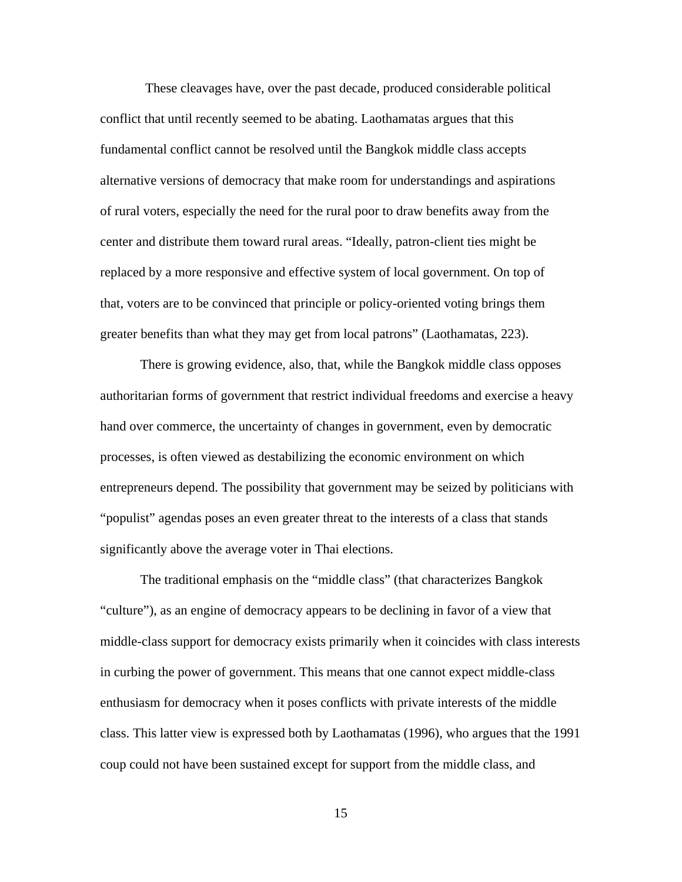These cleavages have, over the past decade, produced considerable political conflict that until recently seemed to be abating. Laothamatas argues that this fundamental conflict cannot be resolved until the Bangkok middle class accepts alternative versions of democracy that make room for understandings and aspirations of rural voters, especially the need for the rural poor to draw benefits away from the center and distribute them toward rural areas. "Ideally, patron-client ties might be replaced by a more responsive and effective system of local government. On top of that, voters are to be convinced that principle or policy-oriented voting brings them greater benefits than what they may get from local patrons" (Laothamatas, 223).

There is growing evidence, also, that, while the Bangkok middle class opposes authoritarian forms of government that restrict individual freedoms and exercise a heavy hand over commerce, the uncertainty of changes in government, even by democratic processes, is often viewed as destabilizing the economic environment on which entrepreneurs depend. The possibility that government may be seized by politicians with "populist" agendas poses an even greater threat to the interests of a class that stands significantly above the average voter in Thai elections.

The traditional emphasis on the "middle class" (that characterizes Bangkok "culture"), as an engine of democracy appears to be declining in favor of a view that middle-class support for democracy exists primarily when it coincides with class interests in curbing the power of government. This means that one cannot expect middle-class enthusiasm for democracy when it poses conflicts with private interests of the middle class. This latter view is expressed both by Laothamatas (1996), who argues that the 1991 coup could not have been sustained except for support from the middle class, and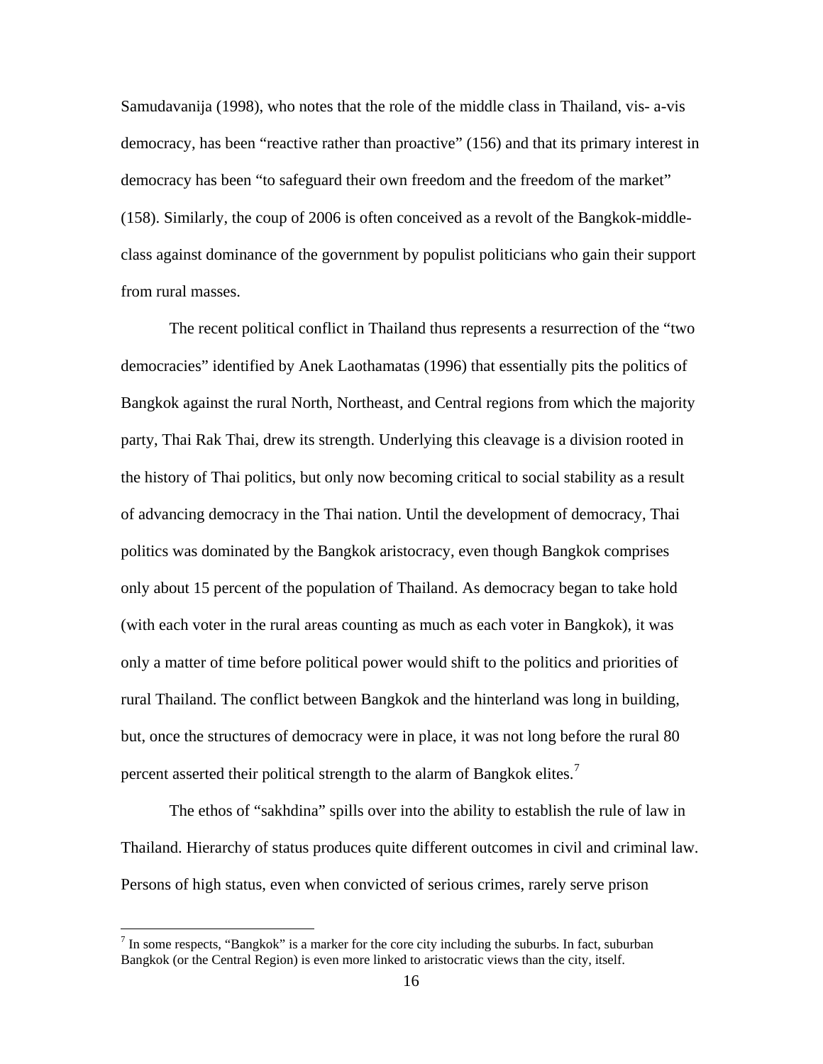Samudavanija (1998), who notes that the role of the middle class in Thailand, vis- a-vis democracy, has been "reactive rather than proactive" (156) and that its primary interest in democracy has been "to safeguard their own freedom and the freedom of the market" (158). Similarly, the coup of 2006 is often conceived as a revolt of the Bangkok-middle-class against dominance of the government by populist politicians who gain their support from rural masses.

The recent political conflict in Thailand thus represents a resurrection of the "two democracies" identified by Anek Laothamatas (1996) that essentially pits the politics of Bangkok against the rural North, Northeast, and Central regions from which the majority party, Thai Rak Thai, drew its strength. Underlying this cleavage is a division rooted in the history of Thai politics, but only now becoming critical to social stability as a result of advancing democracy in the Thai nation. Until the development of democracy, Thai politics was dominated by the Bangkok aristocracy, even though Bangkok comprises only about 15 percent of the population of Thailand. As democracy began to take hold (with each voter in the rural areas counting as much as each voter in Bangkok), it was only a matter of time before political power would shift to the politics and priorities of rural Thailand. The conflict between Bangkok and the hinterland was long in building, but, once the structures of democracy were in place, it was not long before the rural 80 percent asserted their political strength to the alarm of Bangkok elites.[7]

The ethos of "sakhdina" spills over into the ability to establish the rule of law in Thailand. Hierarchy of status produces quite different outcomes in civil and criminal law. Persons of high status, even when convicted of serious crimes, rarely serve prison

[7] In some respects, "Bangkok" is a marker for the core city including the suburbs. In fact, suburban Bangkok (or the Central Region) is even more linked to aristocratic views than the city, itself.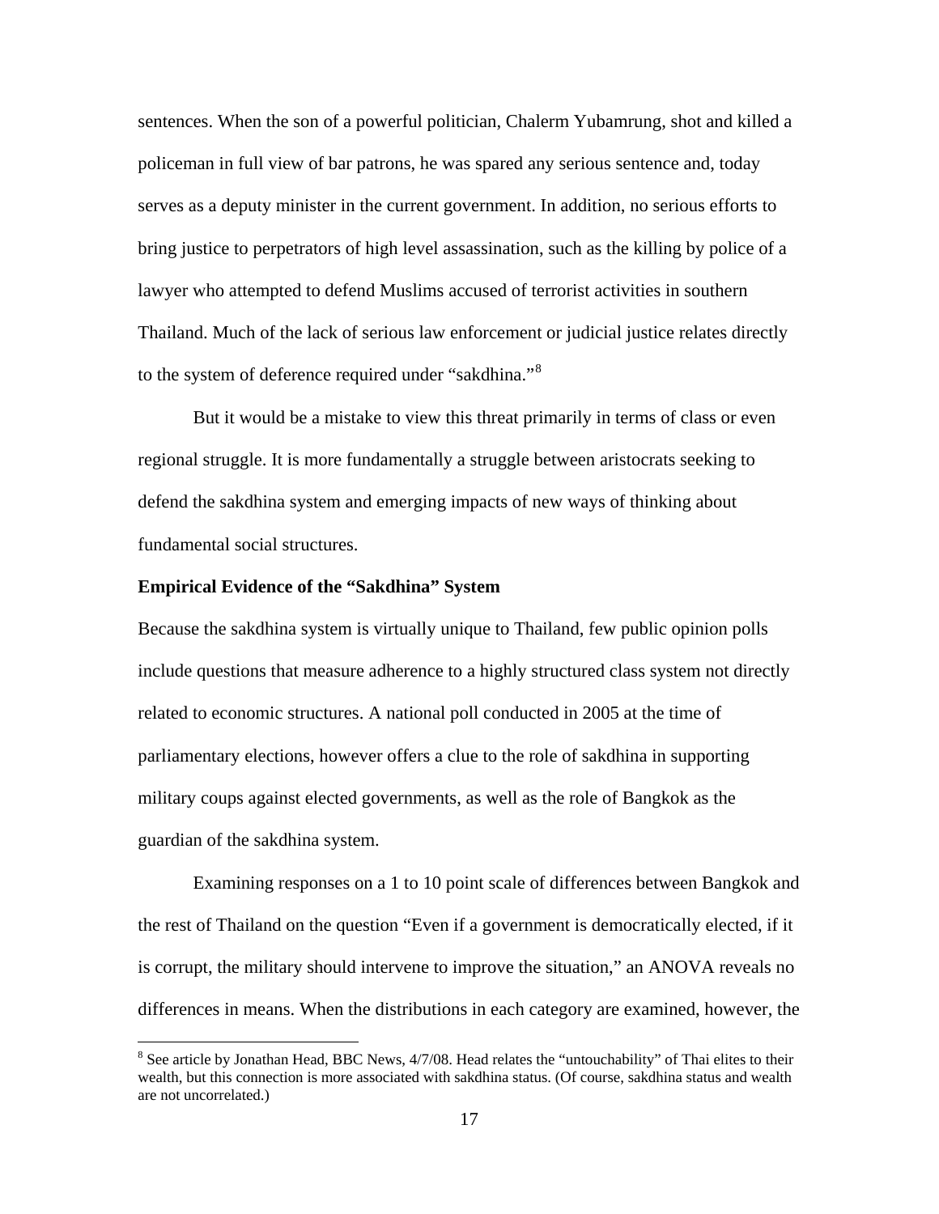sentences. When the son of a powerful politician, Chalerm Yubamrung, shot and killed a policeman in full view of bar patrons, he was spared any serious sentence and, today serves as a deputy minister in the current government. In addition, no serious efforts to bring justice to perpetrators of high level assassination, such as the killing by police of a lawyer who attempted to defend Muslims accused of terrorist activities in southern Thailand. Much of the lack of serious law enforcement or judicial justice relates directly to the system of deference required under "sakdhina."[8]

But it would be a mistake to view this threat primarily in terms of class or even regional struggle. It is more fundamentally a struggle between aristocrats seeking to defend the sakdhina system and emerging impacts of new ways of thinking about fundamental social structures.

**Empirical Evidence of the "Sakdhina" System**

Because the sakdhina system is virtually unique to Thailand, few public opinion polls include questions that measure adherence to a highly structured class system not directly related to economic structures. A national poll conducted in 2005 at the time of parliamentary elections, however offers a clue to the role of sakdhina in supporting military coups against elected governments, as well as the role of Bangkok as the guardian of the sakdhina system.

Examining responses on a 1 to 10 point scale of differences between Bangkok and the rest of Thailand on the question "Even if a government is democratically elected, if it is corrupt, the military should intervene to improve the situation," an ANOVA reveals no differences in means. When the distributions in each category are examined, however, the

[8] See article by Jonathan Head, BBC News, 4/7/08. Head relates the "untouchability" of Thai elites to their wealth, but this connection is more associated with sakdhina status. (Of course, sakdhina status and wealth are not uncorrelated.)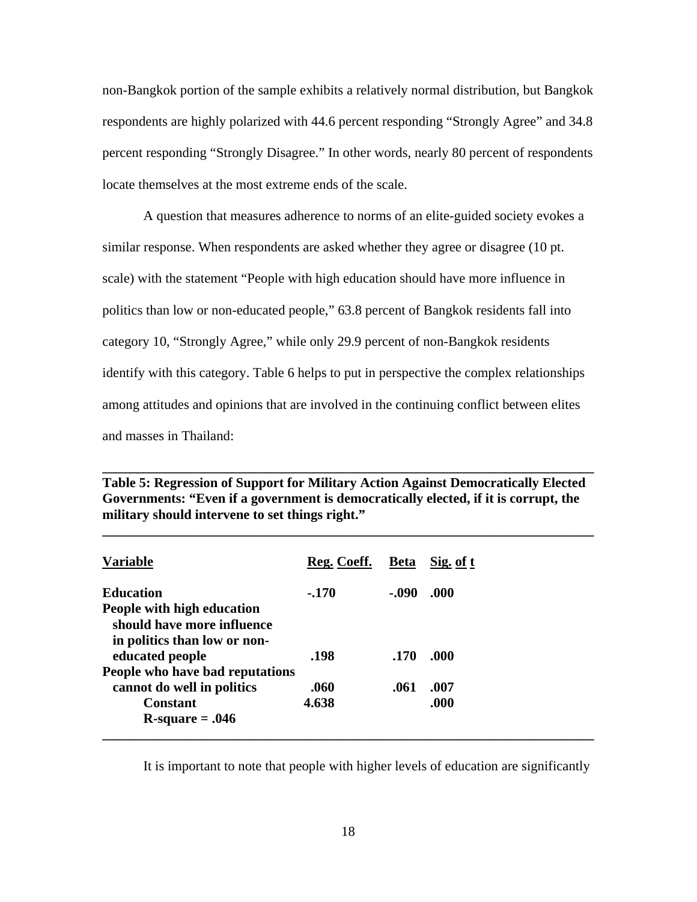non-Bangkok portion of the sample exhibits a relatively normal distribution, but Bangkok respondents are highly polarized with 44.6 percent responding "Strongly Agree" and 34.8 percent responding "Strongly Disagree." In other words, nearly 80 percent of respondents locate themselves at the most extreme ends of the scale.

A question that measures adherence to norms of an elite-guided society evokes a similar response. When respondents are asked whether they agree or disagree (10 pt. scale) with the statement "People with high education should have more influence in politics than low or non-educated people," 63.8 percent of Bangkok residents fall into category 10, "Strongly Agree," while only 29.9 percent of non-Bangkok residents identify with this category. Table 6 helps to put in perspective the complex relationships among attitudes and opinions that are involved in the continuing conflict between elites and masses in Thailand:

**Table 5: Regression of Support for Military Action Against Democratically Elected Governments: "Even if a government is democratically elected, if it is corrupt, the military should intervene to set things right."**

| Variable | Reg. Coeff. | Beta | Sig. of t |
|---|---|---|---|
| **Education** | **-.170** | **-.090** | **.000** |
| **People with high education should have more influence in politics than low or non-educated people** | **.198** | **.170** | **.000** |
| **People who have bad reputations cannot do well in politics** | **.060** | **.061** | **.007** |
| **Constant** | **4.638** | | **.000** |
| **R-square = .046** | | | |

It is important to note that people with higher levels of education are significantly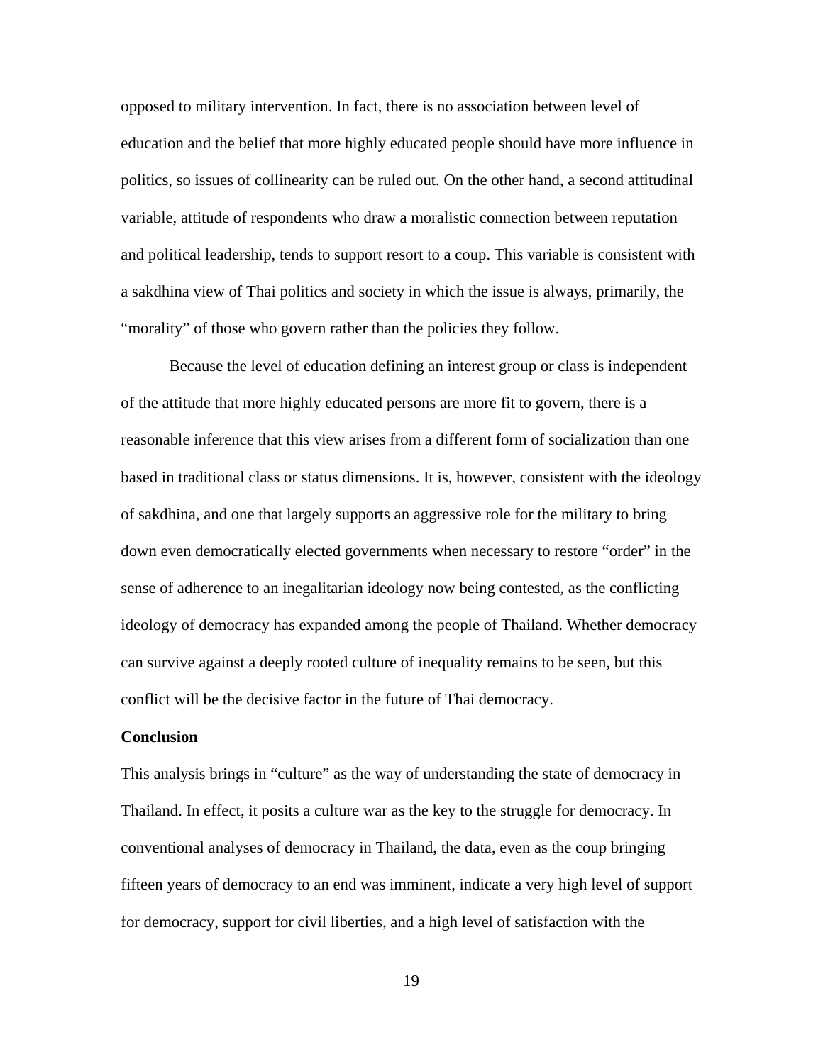opposed to military intervention. In fact, there is no association between level of education and the belief that more highly educated people should have more influence in politics, so issues of collinearity can be ruled out. On the other hand, a second attitudinal variable, attitude of respondents who draw a moralistic connection between reputation and political leadership, tends to support resort to a coup. This variable is consistent with a sakdhina view of Thai politics and society in which the issue is always, primarily, the "morality" of those who govern rather than the policies they follow.

Because the level of education defining an interest group or class is independent of the attitude that more highly educated persons are more fit to govern, there is a reasonable inference that this view arises from a different form of socialization than one based in traditional class or status dimensions. It is, however, consistent with the ideology of sakdhina, and one that largely supports an aggressive role for the military to bring down even democratically elected governments when necessary to restore "order" in the sense of adherence to an inegalitarian ideology now being contested, as the conflicting ideology of democracy has expanded among the people of Thailand. Whether democracy can survive against a deeply rooted culture of inequality remains to be seen, but this conflict will be the decisive factor in the future of Thai democracy.

**Conclusion**

This analysis brings in "culture" as the way of understanding the state of democracy in Thailand. In effect, it posits a culture war as the key to the struggle for democracy. In conventional analyses of democracy in Thailand, the data, even as the coup bringing fifteen years of democracy to an end was imminent, indicate a very high level of support for democracy, support for civil liberties, and a high level of satisfaction with the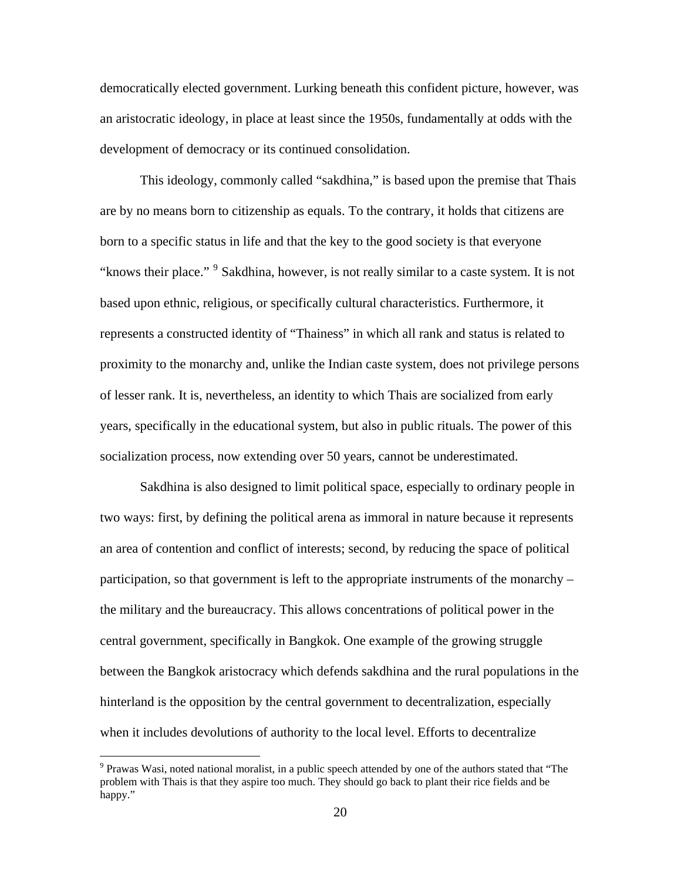democratically elected government. Lurking beneath this confident picture, however, was an aristocratic ideology, in place at least since the 1950s, fundamentally at odds with the development of democracy or its continued consolidation.

This ideology, commonly called "sakdhina," is based upon the premise that Thais are by no means born to citizenship as equals. To the contrary, it holds that citizens are born to a specific status in life and that the key to the good society is that everyone "knows their place." [9] Sakdhina, however, is not really similar to a caste system. It is not based upon ethnic, religious, or specifically cultural characteristics. Furthermore, it represents a constructed identity of "Thainess" in which all rank and status is related to proximity to the monarchy and, unlike the Indian caste system, does not privilege persons of lesser rank. It is, nevertheless, an identity to which Thais are socialized from early years, specifically in the educational system, but also in public rituals. The power of this socialization process, now extending over 50 years, cannot be underestimated.

Sakdhina is also designed to limit political space, especially to ordinary people in two ways: first, by defining the political arena as immoral in nature because it represents an area of contention and conflict of interests; second, by reducing the space of political participation, so that government is left to the appropriate instruments of the monarchy – the military and the bureaucracy. This allows concentrations of political power in the central government, specifically in Bangkok. One example of the growing struggle between the Bangkok aristocracy which defends sakdhina and the rural populations in the hinterland is the opposition by the central government to decentralization, especially when it includes devolutions of authority to the local level. Efforts to decentralize

[9] Prawas Wasi, noted national moralist, in a public speech attended by one of the authors stated that "The problem with Thais is that they aspire too much. They should go back to plant their rice fields and be happy."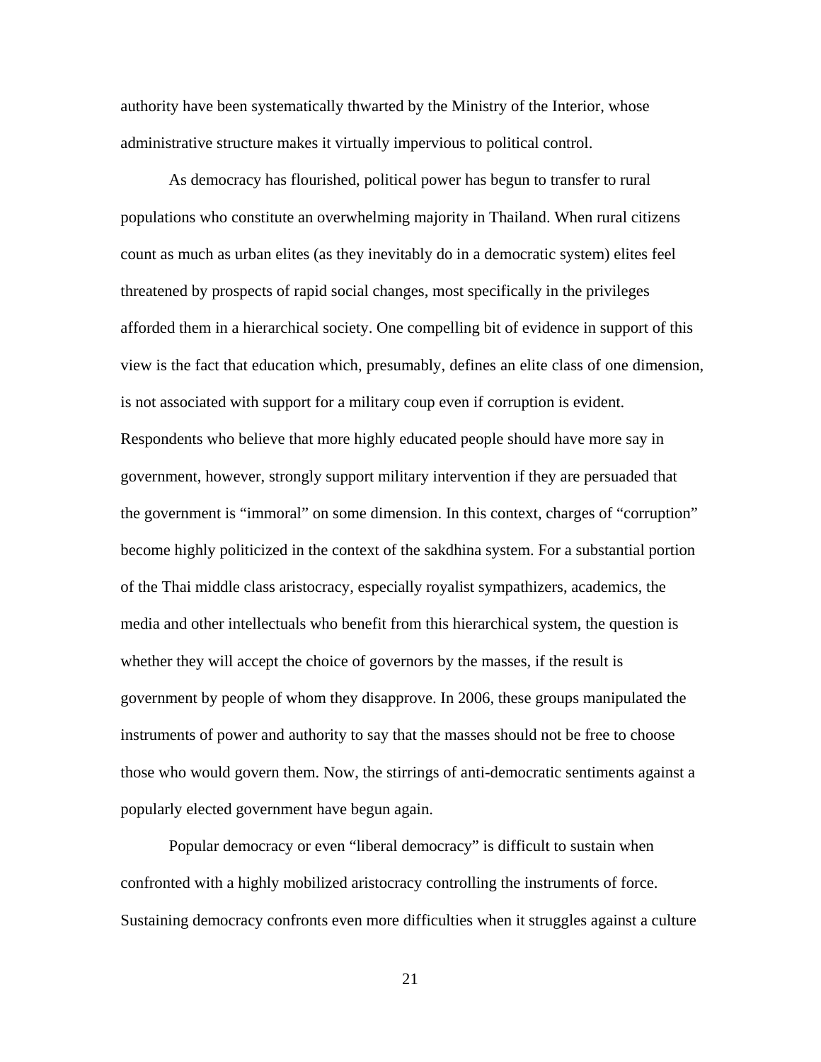authority have been systematically thwarted by the Ministry of the Interior, whose administrative structure makes it virtually impervious to political control.

As democracy has flourished, political power has begun to transfer to rural populations who constitute an overwhelming majority in Thailand. When rural citizens count as much as urban elites (as they inevitably do in a democratic system) elites feel threatened by prospects of rapid social changes, most specifically in the privileges afforded them in a hierarchical society. One compelling bit of evidence in support of this view is the fact that education which, presumably, defines an elite class of one dimension, is not associated with support for a military coup even if corruption is evident. Respondents who believe that more highly educated people should have more say in government, however, strongly support military intervention if they are persuaded that the government is "immoral" on some dimension. In this context, charges of "corruption" become highly politicized in the context of the sakdhina system. For a substantial portion of the Thai middle class aristocracy, especially royalist sympathizers, academics, the media and other intellectuals who benefit from this hierarchical system, the question is whether they will accept the choice of governors by the masses, if the result is government by people of whom they disapprove. In 2006, these groups manipulated the instruments of power and authority to say that the masses should not be free to choose those who would govern them. Now, the stirrings of anti-democratic sentiments against a popularly elected government have begun again.

Popular democracy or even "liberal democracy" is difficult to sustain when confronted with a highly mobilized aristocracy controlling the instruments of force. Sustaining democracy confronts even more difficulties when it struggles against a culture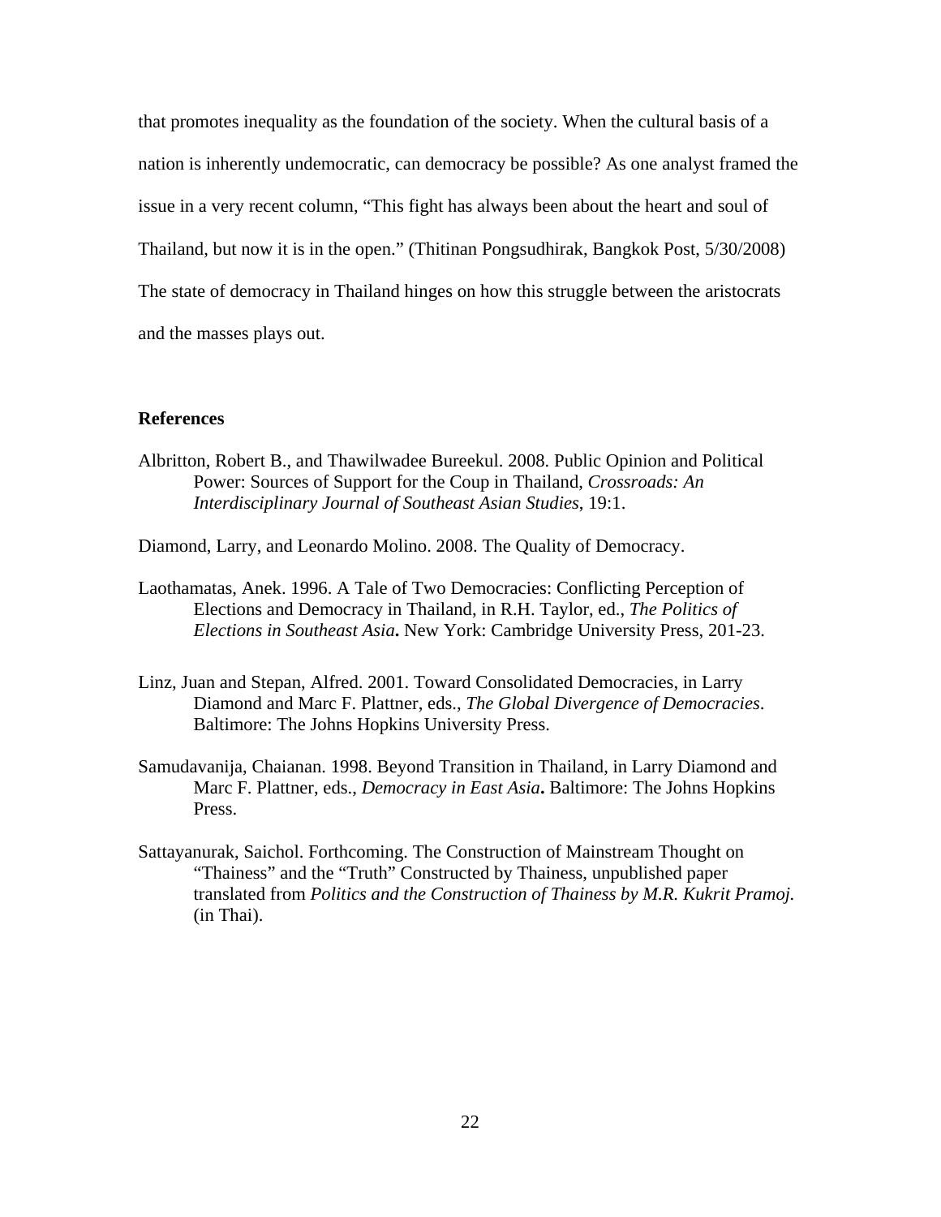that promotes inequality as the foundation of the society. When the cultural basis of a nation is inherently undemocratic, can democracy be possible? As one analyst framed the issue in a very recent column, "This fight has always been about the heart and soul of Thailand, but now it is in the open." (Thitinan Pongsudhirak, Bangkok Post, 5/30/2008) The state of democracy in Thailand hinges on how this struggle between the aristocrats and the masses plays out.

**References**

Albritton, Robert B., and Thawilwadee Bureekul. 2008. Public Opinion and Political Power: Sources of Support for the Coup in Thailand, *Crossroads: An Interdisciplinary Journal of Southeast Asian Studies*, 19:1.

Diamond, Larry, and Leonardo Molino. 2008. The Quality of Democracy.

Laothamatas, Anek. 1996. A Tale of Two Democracies: Conflicting Perception of Elections and Democracy in Thailand, in R.H. Taylor, ed., *The Politics of Elections in Southeast Asia***.** New York: Cambridge University Press, 201-23.

Linz, Juan and Stepan, Alfred. 2001. Toward Consolidated Democracies, in Larry Diamond and Marc F. Plattner, eds., *The Global Divergence of Democracies*. Baltimore: The Johns Hopkins University Press.

Samudavanija, Chaianan. 1998. Beyond Transition in Thailand, in Larry Diamond and Marc F. Plattner, eds., *Democracy in East Asia***.** Baltimore: The Johns Hopkins Press.

Sattayanurak, Saichol. Forthcoming. The Construction of Mainstream Thought on "Thainess" and the "Truth" Constructed by Thainess, unpublished paper translated from *Politics and the Construction of Thainess by M.R. Kukrit Pramoj.* (in Thai).